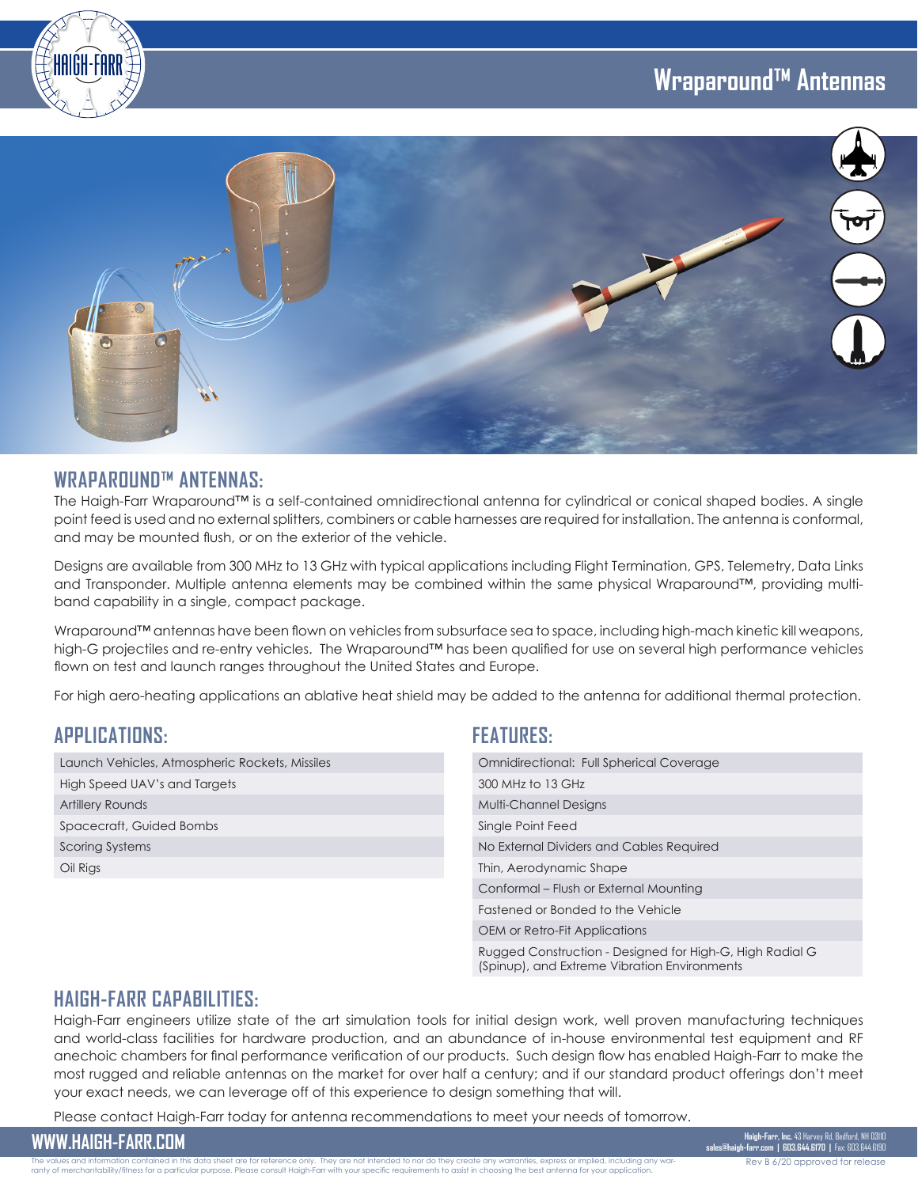# Wraparound™ Antennas

## WRAPAROUND™ ANTENNAS:

The Haigh-Farr Wraparound™ is a self-contained omnidirectional antenna for cylindrical or conical shaped bodies. A single point feed is used and no external splitters, combiners or cable harnesses are required for installation. The antenna is conformal, and may be mounted flush, or on the exterior of the vehicle.

Designs are available from 300 MHz to 13 GHz with typical applications including Flight Termination, GPS, Telemetry, Data Links and Transponder. Multiple antenna elements may be combined within the same physical Wraparound™, providing multi-band capability in a single, compact package.

Wraparound™ antennas have been flown on vehicles from subsurface sea to space, including high-mach kinetic kill weapons, high-G projectiles and re-entry vehicles. The Wraparound™ has been qualified for use on several high performance vehicles flown on test and launch ranges throughout the United States and Europe.

For high aero-heating applications an ablative heat shield may be added to the antenna for additional thermal protection.

## APPLICATIONS:

- Launch Vehicles, Atmospheric Rockets, Missiles
- High Speed UAV's and Targets
- Artillery Rounds
- Spacecraft, Guided Bombs
- Scoring Systems
- Oil Rigs

## FEATURES:

- Omnidirectional: Full Spherical Coverage
- 300 MHz to 13 GHz
- Multi-Channel Designs
- Single Point Feed
- No External Dividers and Cables Required
- Thin, Aerodynamic Shape
- Conformal – Flush or External Mounting
- Fastened or Bonded to the Vehicle
- OEM or Retro-Fit Applications
- Rugged Construction - Designed for High-G, High Radial G (Spinup), and Extreme Vibration Environments

## HAIGH-FARR CAPABILITIES:

Haigh-Farr engineers utilize state of the art simulation tools for initial design work, well proven manufacturing techniques and world-class facilities for hardware production, and an abundance of in-house environmental test equipment and RF anechoic chambers for final performance verification of our products. Such design flow has enabled Haigh-Farr to make the most rugged and reliable antennas on the market for over half a century; and if our standard product offerings don't meet your exact needs, we can leverage off of this experience to design something that will.

Please contact Haigh-Farr today for antenna recommendations to meet your needs of tomorrow.

**WWW.HAIGH-FARR.COM**

**Haigh-Farr, Inc.** 43 Harvey Rd, Bedford, NH 03110
**sales@haigh-farr.com | 603.644.6170 |** Fax: 603.644.6190

The values and information contained in this data sheet are for reference only. They are not intended to nor do they create any warranties, express or implied, including any warranty of merchantability/fitness for a particular purpose. Please consult Haigh-Farr with your specific requirements to assist in choosing the best antenna for your application.

Rev B 6/20 approved for release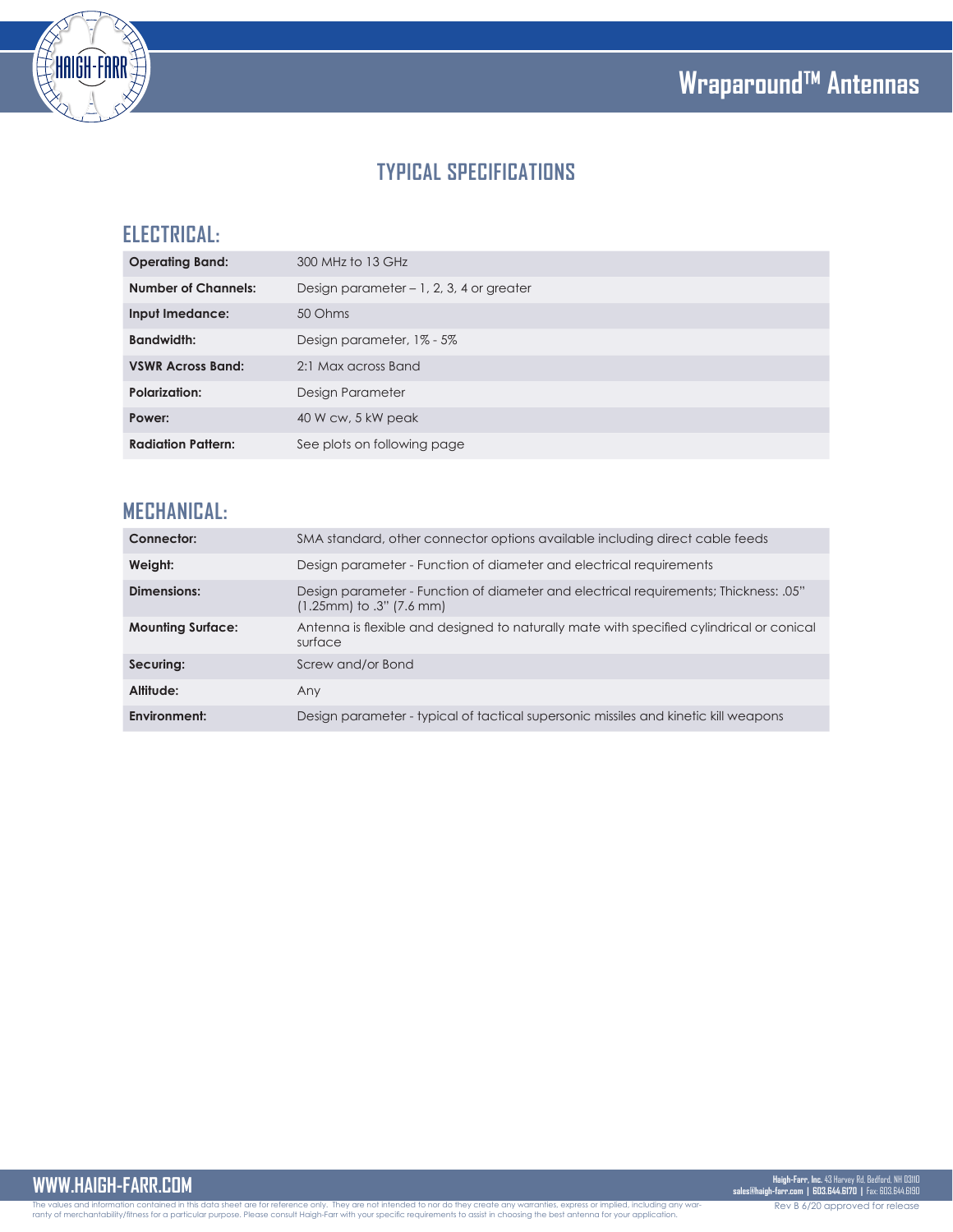# Wraparound™ Antennas

## TYPICAL SPECIFICATIONS

### ELECTRICAL:

| | |
|---|---|
| **Operating Band:** | 300 MHz to 13 GHz |
| **Number of Channels:** | Design parameter – 1, 2, 3, 4 or greater |
| **Input Imedance:** | 50 Ohms |
| **Bandwidth:** | Design parameter, 1% - 5% |
| **VSWR Across Band:** | 2:1 Max across Band |
| **Polarization:** | Design Parameter |
| **Power:** | 40 W cw, 5 kW peak |
| **Radiation Pattern:** | See plots on following page |

### MECHANICAL:

| | |
|---|---|
| **Connector:** | SMA standard, other connector options available including direct cable feeds |
| **Weight:** | Design parameter - Function of diameter and electrical requirements |
| **Dimensions:** | Design parameter - Function of diameter and electrical requirements; Thickness: .05" (1.25mm) to .3" (7.6 mm) |
| **Mounting Surface:** | Antenna is flexible and designed to naturally mate with specified cylindrical or conical surface |
| **Securing:** | Screw and/or Bond |
| **Altitude:** | Any |
| **Environment:** | Design parameter - typical of tactical supersonic missiles and kinetic kill weapons |

WWW.HAIGH-FARR.COM

**Haigh-Farr, Inc.** 43 Harvey Rd, Bedford, NH 03110
**sales@haigh-farr.com | 603.644.6170 |** Fax: 603.644.6190

The values and information contained in this data sheet are for reference only. They are not intended to nor do they create any warranties, express or implied, including any warranty of merchantability/fitness for a particular purpose. Please consult Haigh-Farr with your specific requirements to assist in choosing the best antenna for your application.

Rev B 6/20 approved for release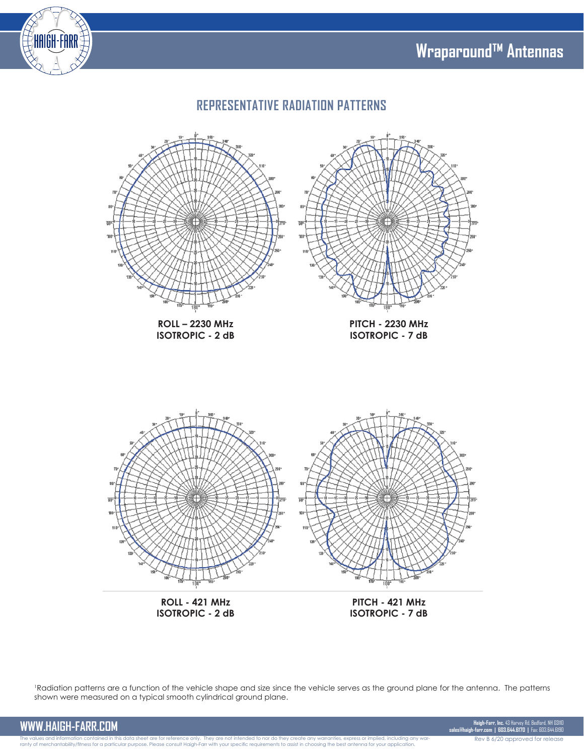## REPRESENTATIVE RADIATION PATTERNS

**ROLL – 2230 MHz**
**ISOTROPIC - 2 dB**

**PITCH - 2230 MHz**
**ISOTROPIC - 7 dB**

**ROLL - 421 MHz**
**ISOTROPIC - 2 dB**

**PITCH - 421 MHz**
**ISOTROPIC - 7 dB**

[1]Radiation patterns are a function of the vehicle shape and size since the vehicle serves as the ground plane for the antenna. The patterns shown were measured on a typical smooth cylindrical ground plane.

**WWW.HAIGH-FARR.COM**

**Haigh-Farr, Inc.** 43 Harvey Rd, Bedford, NH 03110
**sales@haigh-farr.com | 603.644.6170 |** Fax: 603.644.6190

The values and information contained in this data sheet are for reference only. They are not intended to nor do they create any warranties, express or implied, including any warranty of merchantability/fitness for a particular purpose. Please consult Haigh-Farr with your specific requirements to assist in choosing the best antenna for your application.

Rev B 6/20 approved for release